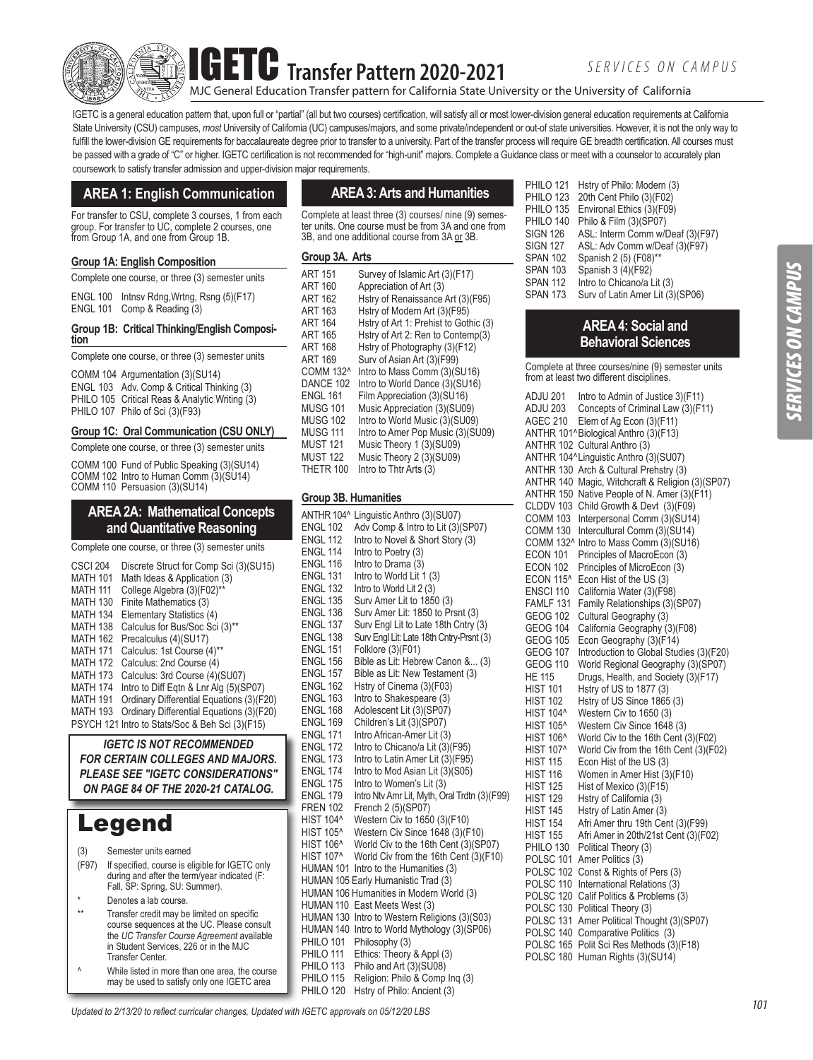# IGETC Transfer Pattern 2020-2021

MJC General Education Transfer pattern for California State University or the University of California

IGETC is a general education pattern that, upon full or "partial" (all but two courses) certification, will satisfy all or most lower-division general education requirements at California State University (CSU) campuses, *most* University of California (UC) campuses/majors, and some private/independent or out-of state universities. However, it is not the only way to fulfill the lower-division GE requirements for baccalaureate degree prior to transfer to a university. Part of the transfer process will require GE breadth certification. All courses must be passed with a grade of "C" or higher. IGETC certification is not recommended for "high-unit" majors. Complete a Guidance class or meet with a counselor to accurately plan coursework to satisfy transfer admission and upper-division major requirements.

## AREA 1: English Communication

For transfer to CSU, complete 3 courses, 1 from each group. For transfer to UC, complete 2 courses, one from Group 1A, and one from Group 1B.

### Group 1A: English Composition

Complete one course, or three (3) semester units

- ENGL 100 Intnsv Rdng,Wrtng, Rsng (5)(F17)
- ENGL 101 Comp & Reading (3)

### Group 1B: Critical Thinking/English Composition

Complete one course, or three (3) semester units

- COMM 104 Argumentation (3)(SU14)
- ENGL 103 Adv. Comp & Critical Thinking (3)
- PHILO 105 Critical Reas & Analytic Writing (3)
- PHILO 107 Philo of Sci (3)(F93)

### Group 1C: Oral Communication (CSU ONLY)

Complete one course, or three (3) semester units

- COMM 100 Fund of Public Speaking (3)(SU14)
- COMM 102 Intro to Human Comm (3)(SU14)
- COMM 110 Persuasion (3)(SU14)

## AREA 2A: Mathematical Concepts and Quantitative Reasoning

Complete one course, or three (3) semester units

- CSCI 204 Discrete Struct for Comp Sci (3)(SU15)
- MATH 101 Math Ideas & Application (3)
- MATH 111 College Algebra (3)(F02)**
- MATH 130 Finite Mathematics (3)
- MATH 134 Elementary Statistics (4)
- MATH 138 Calculus for Bus/Soc Sci (3)**
- MATH 162 Precalculus (4)(SU17)
- MATH 171 Calculus: 1st Course (4)**
- MATH 172 Calculus: 2nd Course (4)
- MATH 173 Calculus: 3rd Course (4)(SU07)
- MATH 174 Intro to Diff Eqtn & Lnr Alg (5)(SP07)
- MATH 191 Ordinary Differential Equations (3)(F20)
- MATH 193 Ordinary Differential Equations (3)(F20)
- PSYCH 121 Intro to Stats/Soc & Beh Sci (3)(F15)

***IGETC IS NOT RECOMMENDED FOR CERTAIN COLLEGES AND MAJORS. PLEASE SEE "IGETC CONSIDERATIONS" ON PAGE 84 OF THE 2020-21 CATALOG.***

## Legend

- (3) Semester units earned
- (F97) If specified, course is eligible for IGETC only during and after the term/year indicated (F: Fall, SP: Spring, SU: Summer).
- \* Denotes a lab course.
- \** Transfer credit may be limited on specific course sequences at the UC. Please consult the *UC Transfer Course Agreement* available in Student Services, 226 or in the MJC Transfer Center.
- ^ While listed in more than one area, the course may be used to satisfy only one IGETC area

## AREA 3: Arts and Humanities

Complete at least three (3) courses/ nine (9) semester units. One course must be from 3A and one from 3B, and one additional course from 3A <u>or</u> 3B.

### Group 3A. Arts

- ART 151 Survey of Islamic Art (3)(F17)
- ART 160 Appreciation of Art (3)
- ART 162 Hstry of Renaissance Art (3)(F95)
- ART 163 Hstry of Modern Art (3)(F95)
- ART 164 Hstry of Art 1: Prehist to Gothic (3)
- ART 165 Hstry of Art 2: Ren to Contemp(3)
- ART 168 Hstry of Photography (3)(F12)
- ART 169 Surv of Asian Art (3)(F99)
- COMM 132^ Intro to Mass Comm (3)(SU16)
- DANCE 102 Intro to World Dance (3)(SU16)
- ENGL 161 Film Appreciation (3)(SU16)
- MUSG 101 Music Appreciation (3)(SU09)
- MUSG 102 Intro to World Music (3)(SU09)
- MUSG 111 Intro to Amer Pop Music (3)(SU09)
- MUST 121 Music Theory 1 (3)(SU09)
- MUST 122 Music Theory 2 (3)(SU09)
- THETR 100 Intro to Thtr Arts (3)

### Group 3B. Humanities

- ANTHR 104^ Linguistic Anthro (3)(SU07)
- ENGL 102 Adv Comp & Intro to Lit (3)(SP07)
- ENGL 112 Intro to Novel & Short Story (3)
- ENGL 114 Intro to Poetry (3)
- ENGL 116 Intro to Drama (3)
- ENGL 131 Intro to World Lit 1 (3)
- ENGL 132 Intro to World Lit 2 (3)
- ENGL 135 Surv Amer Lit to 1850 (3)
- ENGL 136 Surv Amer Lit: 1850 to Prsnt (3)
- ENGL 137 Surv Engl Lit to Late 18th Cntry (3)
- ENGL 138 Surv Engl Lit: Late 18th Cntry-Prsnt (3)
- ENGL 151 Folklore (3)(F01)
- ENGL 156 Bible as Lit: Hebrew Canon &... (3)
- ENGL 157 Bible as Lit: New Testament (3)
- ENGL 162 Hstry of Cinema (3)(F03)
- ENGL 163 Intro to Shakespeare (3)
- ENGL 168 Adolescent Lit (3)(SP07)
- ENGL 169 Children's Lit (3)(SP07)
- ENGL 171 Intro African-Amer Lit (3)
- ENGL 172 Intro to Chicano/a Lit (3)(F95)
- ENGL 173 Intro to Latin Amer Lit (3)(F95)
- ENGL 174 Intro to Mod Asian Lit (3)(S05)
- ENGL 175 Intro to Women's Lit (3)
- ENGL 179 Intro Ntv Amr Lit, Myth, Oral Trdtn (3)(F99)
- FREN 102 French 2 (5)(SP07)
- HIST 104^ Western Civ to 1650 (3)(F10)
- HIST 105^ Western Civ Since 1648 (3)(F10)
- HIST 106^ World Civ to the 16th Cent (3)(SP07)
- HIST 107^ World Civ from the 16th Cent (3)(F10)
- HUMAN 101 Intro to the Humanities (3)
- HUMAN 105 Early Humanistic Trad (3)
- HUMAN 106 Humanities in Modern World (3)
- HUMAN 110 East Meets West (3)
- HUMAN 130 Intro to Western Religions (3)(S03)
- HUMAN 140 Intro to World Mythology (3)(SP06)
- PHILO 101 Philosophy (3)
- PHILO 111 Ethics: Theory & Appl (3)
- PHILO 113 Philo and Art (3)(SU08)
- PHILO 115 Religion: Philo & Comp Inq (3)
- PHILO 120 Hstry of Philo: Ancient (3)
- PHILO 121 Hstry of Philo: Modern (3)
- PHILO 123 20th Cent Philo (3)(F02)
- PHILO 135 Environal Ethics (3)(F09)
- PHILO 140 Philo & Film (3)(SP07)
- SIGN 126 ASL: Interm Comm w/Deaf (3)(F97)
- SIGN 127 ASL: Adv Comm w/Deaf (3)(F97)
- SPAN 102 Spanish 2 (5) (F08)**
- SPAN 103 Spanish 3 (4)(F92)
- SPAN 112 Intro to Chicano/a Lit (3)
- SPAN 173 Surv of Latin Amer Lit (3)(SP06)

## AREA 4: Social and Behavioral Sciences

Complete at three courses/nine (9) semester units from at least two different disciplines.

- ADJU 201 Intro to Admin of Justice 3)(F11)
- ADJU 203 Concepts of Criminal Law (3)(F11)
- AGEC 210 Elem of Ag Econ (3)(F11)
- ANTHR 101^ Biological Anthro (3)(F13)
- ANTHR 102 Cultural Anthro (3)
- ANTHR 104^ Linguistic Anthro (3)(SU07)
- ANTHR 130 Arch & Cultural Prehstry (3)
- ANTHR 140 Magic, Witchcraft & Religion (3)(SP07)
- ANTHR 150 Native People of N. Amer (3)(F11)
- CLDDV 103 Child Growth & Devt (3)(F09)
- COMM 103 Interpersonal Comm (3)(SU14)
- COMM 130 Intercultural Comm (3)(SU14)
- COMM 132^ Intro to Mass Comm (3)(SU16)
- ECON 101 Principles of MacroEcon (3)
- ECON 102 Principles of MicroEcon (3)
- ECON 115^ Econ Hist of the US (3)
- ENSCI 110 California Water (3)(F98)
- FAMLF 131 Family Relationships (3)(SP07)
- GEOG 102 Cultural Geography (3)
- GEOG 104 California Geography (3)(F08)
- GEOG 105 Econ Geography (3)(F14)
- GEOG 107 Introduction to Global Studies (3)(F20)
- GEOG 110 World Regional Geography (3)(SP07)
- HE 115 Drugs, Health, and Society (3)(F17)
- HIST 101 Hstry of US to 1877 (3)
- HIST 102 Hstry of US Since 1865 (3)
- HIST 104^ Western Civ to 1650 (3)
- HIST 105^ Western Civ Since 1648 (3)
- HIST 106^ World Civ to the 16th Cent (3)(F02)
- HIST 107^ World Civ from the 16th Cent (3)(F02)
- HIST 115 Econ Hist of the US (3)
- HIST 116 Women in Amer Hist (3)(F10)
- HIST 125 Hist of Mexico (3)(F15)
- HIST 129 Hstry of California (3)
- HIST 145 Hstry of Latin Amer (3)
- HIST 154 Afri Amer thru 19th Cent (3)(F99)
- HIST 155 Afri Amer in 20th/21st Cent (3)(F02)
- PHILO 130 Political Theory (3)
- POLSC 101 Amer Politics (3)
- POLSC 102 Const & Rights of Pers (3)
- POLSC 110 International Relations (3)
- POLSC 120 Calif Politics & Problems (3)
- POLSC 130 Political Theory (3)
- POLSC 131 Amer Political Thought (3)(SP07)
- POLSC 140 Comparative Politics (3)
- POLSC 165 Polit Sci Res Methods (3)(F18)
- POLSC 180 Human Rights (3)(SU14)

*Updated to 2/13/20 to reflect curricular changes, Updated with IGETC approvals on 05/12/20 LBS*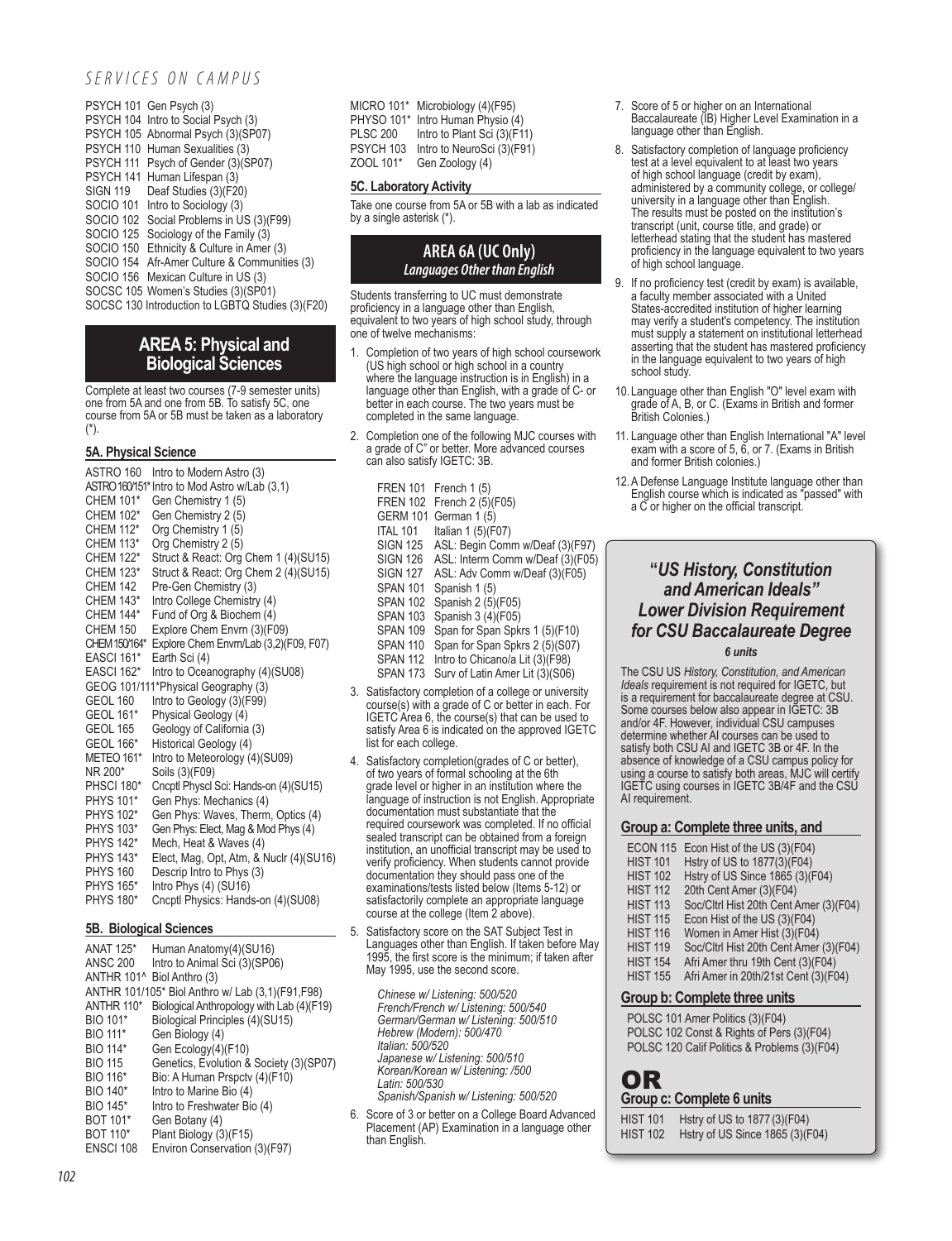PSYCH 101 Gen Psych (3)
PSYCH 104 Intro to Social Psych (3)
PSYCH 105 Abnormal Psych (3)(SP07)
PSYCH 110 Human Sexualities (3)
PSYCH 111 Psych of Gender (3)(SP07)
PSYCH 141 Human Lifespan (3)
SIGN 119 Deaf Studies (3)(F20)
SOCIO 101 Intro to Sociology (3)
SOCIO 102 Social Problems in US (3)(F99)
SOCIO 125 Sociology of the Family (3)
SOCIO 150 Ethnicity & Culture in Amer (3)
SOCIO 154 Afr-Amer Culture & Communities (3)
SOCIO 156 Mexican Culture in US (3)
SOCSC 105 Women's Studies (3)(SP01)
SOCSC 130 Introduction to LGBTQ Studies (3)(F20)

## AREA 5: Physical and Biological Sciences

Complete at least two courses (7-9 semester units) one from 5A and one from 5B. To satisfy 5C, one course from 5A or 5B must be taken as a laboratory (*).

### 5A. Physical Science

ASTRO 160 Intro to Modern Astro (3)
ASTRO 160/151* Intro to Mod Astro w/Lab (3,1)
CHEM 101* Gen Chemistry 1 (5)
CHEM 102* Gen Chemistry 2 (5)
CHEM 112* Org Chemistry 1 (5)
CHEM 113* Org Chemistry 2 (5)
CHEM 122* Struct & React: Org Chem 1 (4)(SU15)
CHEM 123* Struct & React: Org Chem 2 (4)(SU15)
CHEM 142 Pre-Gen Chemistry (3)
CHEM 143* Intro College Chemistry (4)
CHEM 144* Fund of Org & Biochem (4)
CHEM 150 Explore Chem Envrn (3)(F09)
CHEM 150/164* Explore Chem Envrn/Lab (3,2)(F09, F07)
EASCI 161* Earth Sci (4)
EASCI 162* Intro to Oceanography (4)(SU08)
GEOG 101/111*Physical Geography (3)
GEOL 160 Intro to Geology (3)(F99)
GEOL 161* Physical Geology (4)
GEOL 165 Geology of California (3)
GEOL 166* Historical Geology (4)
METEO 161* Intro to Meteorology (4)(SU09)
NR 200* Soils (3)(F09)
PHSCI 180* Cncptl Physcl Sci: Hands-on (4)(SU15)
PHYS 101* Gen Phys: Mechanics (4)
PHYS 102* Gen Phys: Waves, Therm, Optics (4)
PHYS 103* Gen Phys: Elect, Mag & Mod Phys (4)
PHYS 142* Mech, Heat & Waves (4)
PHYS 143* Elect, Mag, Opt, Atm, & Nuclr (4)(SU16)
PHYS 160 Descrip Intro to Phys (3)
PHYS 165* Intro Phys (4) (SU16)
PHYS 180* Cncptl Physics: Hands-on (4)(SU08)

### 5B. Biological Sciences

ANAT 125* Human Anatomy(4)(SU16)
ANSC 200 Intro to Animal Sci (3)(SP06)
ANTHR 101^ Biol Anthro (3)
ANTHR 101/105* Biol Anthro w/ Lab (3,1)(F91,F98)
ANTHR 110* Biological Anthropology with Lab (4)(F19)
BIO 101* Biological Principles (4)(SU15)
BIO 111* Gen Biology (4)
BIO 114* Gen Ecology(4)(F10)
BIO 115 Genetics, Evolution & Society (3)(SP07)
BIO 116* Bio: A Human Prspctv (4)(F10)
BIO 140* Intro to Marine Bio (4)
BIO 145* Intro to Freshwater Bio (4)
BOT 101* Gen Botany (4)
BOT 110* Plant Biology (3)(F15)
ENSCI 108 Environ Conservation (3)(F97)
MICRO 101* Microbiology (4)(F95)
PHYSO 101* Intro Human Physio (4)
PLSC 200 Intro to Plant Sci (3)(F11)
PSYCH 103 Intro to NeuroSci (3)(F91)
ZOOL 101* Gen Zoology (4)

### 5C. Laboratory Activity

Take one course from 5A or 5B with a lab as indicated by a single asterisk (*).

## AREA 6A (UC Only)
*Languages Other than English*

Students transferring to UC must demonstrate proficiency in a language other than English, equivalent to two years of high school study, through one of twelve mechanisms:

1. Completion of two years of high school coursework (US high school or high school in a country where the language instruction is in English) in a language other than English, with a grade of C- or better in each course. The two years must be completed in the same language.
2. Completion one of the following MJC courses with a grade of C" or better. More advanced courses can also satisfy IGETC: 3B.

   FREN 101 French 1 (5)
   FREN 102 French 2 (5)(F05)
   GERM 101 German 1 (5)
   ITAL 101 Italian 1 (5)(F07)
   SIGN 125 ASL: Begin Comm w/Deaf (3)(F97)
   SIGN 126 ASL: Interm Comm w/Deaf (3)(F05)
   SIGN 127 ASL: Adv Comm w/Deaf (3)(F05)
   SPAN 101 Spanish 1 (5)
   SPAN 102 Spanish 2 (5)(F05)
   SPAN 103 Spanish 3 (4)(F05)
   SPAN 109 Span for Span Spkrs 1 (5)(F10)
   SPAN 110 Span for Span Spkrs 2 (5)(S07)
   SPAN 112 Intro to Chicano/a Lit (3)(F98)
   SPAN 173 Surv of Latin Amer Lit (3)(S06)

3. Satisfactory completion of a college or university course(s) with a grade of C or better in each. For IGETC Area 6, the course(s) that can be used to satisfy Area 6 is indicated on the approved IGETC list for each college.
4. Satisfactory completion(grades of C or better), of two years of formal schooling at the 6th grade level or higher in an institution where the language of instruction is not English. Appropriate documentation must substantiate that the required coursework was completed. If no official sealed transcript can be obtained from a foreign institution, an unofficial transcript may be used to verify proficiency. When students cannot provide documentation they should pass one of the examinations/tests listed below (Items 5-12) or satisfactorily complete an appropriate language course at the college (Item 2 above).
5. Satisfactory score on the SAT Subject Test in Languages other than English. If taken before May 1995, the first score is the minimum; if taken after May 1995, use the second score.

   *Chinese w/ Listening: 500/520*
   *French/French w/ Listening: 500/540*
   *German/German w/ Listening: 500/510*
   *Hebrew (Modern): 500/470*
   *Italian: 500/520*
   *Japanese w/ Listening: 500/510*
   *Korean/Korean w/ Listening: /500*
   *Latin: 500/530*
   *Spanish/Spanish w/ Listening: 500/520*

6. Score of 3 or better on a College Board Advanced Placement (AP) Examination in a language other than English.
7. Score of 5 or higher on an International Baccalaureate (IB) Higher Level Examination in a language other than English.
8. Satisfactory completion of language proficiency test at a level equivalent to at least two years of high school language (credit by exam), administered by a community college, or college/university in a language other than English. The results must be posted on the institution's transcript (unit, course title, and grade) or letterhead stating that the student has mastered proficiency in the language equivalent to two years of high school language.
9. If no proficiency test (credit by exam) is available, a faculty member associated with a United States-accredited institution of higher learning may verify a student's competency. The institution must supply a statement on institutional letterhead asserting that the student has mastered proficiency in the language equivalent to two years of high school study.
10. Language other than English "O" level exam with grade of A, B, or C. (Exams in British and former British Colonies.)
11. Language other than English International "A" level exam with a score of 5, 6, or 7. (Exams in British and former British colonies.)
12. A Defense Language Institute language other than English course which is indicated as "passed" with a C or higher on the official transcript.

## *"US History, Constitution and American Ideals" Lower Division Requirement for CSU Baccalaureate Degree*

***6 units***

The CSU US *History, Constitution, and American Ideals* requirement is not required for IGETC, but is a requirement for baccalaureate degree at CSU. Some courses below also appear in IGETC: 3B and/or 4F. However, individual CSU campuses determine whether AI courses can be used to satisfy both CSU AI and IGETC 3B or 4F. In the absence of knowledge of a CSU campus policy for using a course to satisfy both areas, MJC will certify IGETC using courses in IGETC 3B/4F and the CSU AI requirement.

### Group a: Complete three units, and

ECON 115 Econ Hist of the US (3)(F04)
HIST 101 Hstry of US to 1877(3)(F04)
HIST 102 Hstry of US Since 1865 (3)(F04)
HIST 112 20th Cent Amer (3)(F04)
HIST 113 Soc/Cltrl Hist 20th Cent Amer (3)(F04)
HIST 115 Econ Hist of the US (3)(F04)
HIST 116 Women in Amer Hist (3)(F04)
HIST 119 Soc/Cltrl Hist 20th Cent Amer (3)(F04)
HIST 154 Afri Amer thru 19th Cent (3)(F04)
HIST 155 Afri Amer in 20th/21st Cent (3)(F04)

### Group b: Complete three units

POLSC 101 Amer Politics (3)(F04)
POLSC 102 Const & Rights of Pers (3)(F04)
POLSC 120 Calif Politics & Problems (3)(F04)

**OR**

### Group c: Complete 6 units

HIST 101 Hstry of US to 1877 (3)(F04)
HIST 102 Hstry of US Since 1865 (3)(F04)